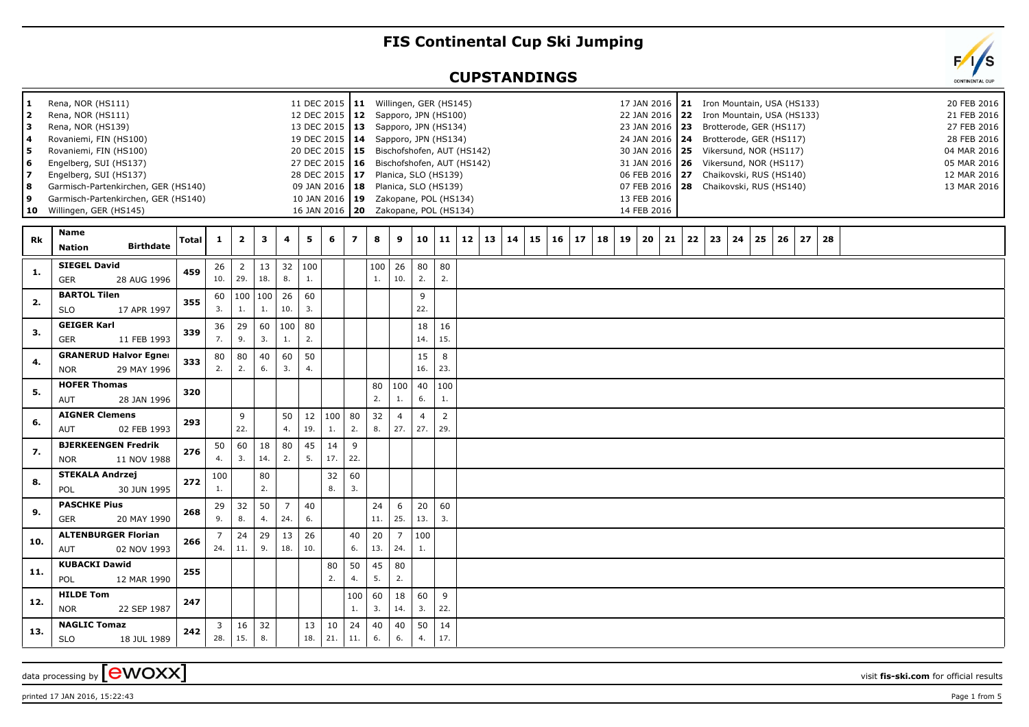# FIS Continental Cup Ski Jumping

## CUPSTANDINGS

| | | | | | | | |
|---|---|---|---|---|---|---|---|
| 1 | Rena, NOR (HS111) | 11 DEC 2015 | 11 | Willingen, GER (HS145) | 17 JAN 2016 | 21 | Iron Mountain, USA (HS133) | 20 FEB 2016 |
| 2 | Rena, NOR (HS111) | 12 DEC 2015 | 12 | Sapporo, JPN (HS100) | 22 JAN 2016 | 22 | Iron Mountain, USA (HS133) | 21 FEB 2016 |
| 3 | Rena, NOR (HS139) | 13 DEC 2015 | 13 | Sapporo, JPN (HS134) | 23 JAN 2016 | 23 | Brotterode, GER (HS117) | 27 FEB 2016 |
| 4 | Rovaniemi, FIN (HS100) | 19 DEC 2015 | 14 | Sapporo, JPN (HS134) | 24 JAN 2016 | 24 | Brotterode, GER (HS117) | 28 FEB 2016 |
| 5 | Rovaniemi, FIN (HS100) | 20 DEC 2015 | 15 | Bischofshofen, AUT (HS142) | 30 JAN 2016 | 25 | Vikersund, NOR (HS117) | 04 MAR 2016 |
| 6 | Engelberg, SUI (HS137) | 27 DEC 2015 | 16 | Bischofshofen, AUT (HS142) | 31 JAN 2016 | 26 | Vikersund, NOR (HS117) | 05 MAR 2016 |
| 7 | Engelberg, SUI (HS137) | 28 DEC 2015 | 17 | Planica, SLO (HS139) | 06 FEB 2016 | 27 | Chaikovski, RUS (HS140) | 12 MAR 2016 |
| 8 | Garmisch-Partenkirchen, GER (HS140) | 09 JAN 2016 | 18 | Planica, SLO (HS139) | 07 FEB 2016 | 28 | Chaikovski, RUS (HS140) | 13 MAR 2016 |
| 9 | Garmisch-Partenkirchen, GER (HS140) | 10 JAN 2016 | 19 | Zakopane, POL (HS134) | 13 FEB 2016 | | | |
| 10 | Willingen, GER (HS145) | 16 JAN 2016 | 20 | Zakopane, POL (HS134) | 14 FEB 2016 | | | |

| Rk | Name / Nation | Birthdate | Total | 1 | 2 | 3 | 4 | 5 | 6 | 7 | 8 | 9 | 10 | 11 | 12 | 13 | 14 | 15 | 16 | 17 | 18 | 19 | 20 | 21 | 22 | 23 | 24 | 25 | 26 | 27 | 28 |
|---|---|---|---|---|---|---|---|---|---|---|---|---|---|---|---|---|---|---|---|---|---|---|---|---|---|---|---|---|---|---|---|
| 1. | SIEGEL David GER | 28 AUG 1996 | 459 | 26 10. | 2 29. | 13 18. | 32 8. | 100 1. | | | 100 1. | 26 10. | 80 2. | 80 2. | | | | | | | | | | | | | | | | | |
| 2. | BARTOL Tilen SLO | 17 APR 1997 | 355 | 60 3. | 100 1. | 100 1. | 26 10. | 60 3. | | | | | 9 22. | | | | | | | | | | | | | | | | | | |
| 3. | GEIGER Karl GER | 11 FEB 1993 | 339 | 36 7. | 29 9. | 60 3. | 100 1. | 80 2. | | | | | 18 14. | 16 15. | | | | | | | | | | | | | | | | | |
| 4. | GRANERUD Halvor Egner NOR | 29 MAY 1996 | 333 | 80 2. | 80 2. | 40 6. | 60 3. | 50 4. | | | | | 15 16. | 8 23. | | | | | | | | | | | | | | | | | |
| 5. | HOFER Thomas AUT | 28 JAN 1996 | 320 | | | | | | | | 80 2. | 100 1. | 40 6. | 100 1. | | | | | | | | | | | | | | | | | |
| 6. | AIGNER Clemens AUT | 02 FEB 1993 | 293 | | 9 22. | | 50 4. | 12 19. | 100 1. | 80 2. | 32 8. | 4 27. | 4 27. | 2 29. | | | | | | | | | | | | | | | | | |
| 7. | BJERKEENGEN Fredrik NOR | 11 NOV 1988 | 276 | 50 4. | 60 3. | 18 14. | 80 2. | 45 5. | 14 17. | 9 22. | | | | | | | | | | | | | | | | | | | | | |
| 8. | STEKALA Andrzej POL | 30 JUN 1995 | 272 | 100 1. | | 80 2. | | | 32 8. | 60 3. | | | | | | | | | | | | | | | | | | | | | |
| 9. | PASCHKE Pius GER | 20 MAY 1990 | 268 | 29 9. | 32 8. | 50 4. | 7 24. | 40 6. | | | 24 11. | 6 25. | 20 13. | 60 3. | | | | | | | | | | | | | | | | | |
| 10. | ALTENBURGER Florian AUT | 02 NOV 1993 | 266 | 7 24. | 24 11. | 29 9. | 13 18. | 26 10. | | 40 6. | 20 13. | 7 24. | 100 1. | | | | | | | | | | | | | | | | | | |
| 11. | KUBACKI Dawid POL | 12 MAR 1990 | 255 | | | | | | 80 2. | 50 4. | 45 5. | 80 2. | | | | | | | | | | | | | | | | | | | |
| 12. | HILDE Tom NOR | 22 SEP 1987 | 247 | | | | | | | 100 1. | 60 3. | 18 14. | 60 3. | 9 22. | | | | | | | | | | | | | | | | | |
| 13. | NAGLIC Tomaz SLO | 18 JUL 1989 | 242 | 3 28. | 16 15. | 32 8. | | 13 18. | 10 21. | 24 11. | 40 6. | 40 6. | 50 4. | 14 17. | | | | | | | | | | | | | | | | | |

data processing by ewoxx

visit fis-ski.com for official results

printed 17 JAN 2016, 15:22:43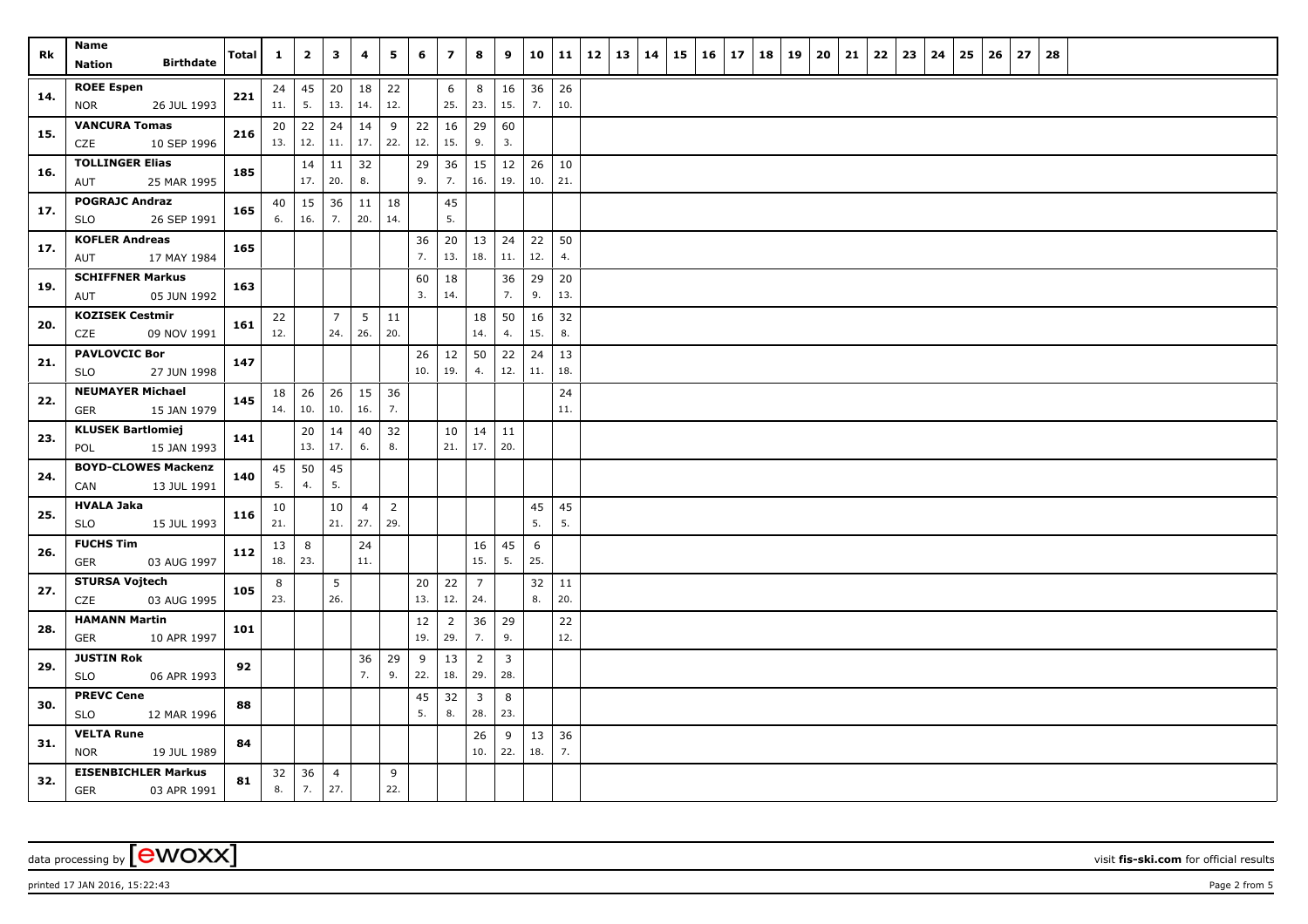| Rk | Name<br>Nation Birthdate | Total | 1 | 2 | 3 | 4 | 5 | 6 | 7 | 8 | 9 | 10 | 11 | 12 | 13 | 14 | 15 | 16 | 17 | 18 | 19 | 20 | 21 | 22 | 23 | 24 | 25 | 26 | 27 | 28 |
|---|---|---|---|---|---|---|---|---|---|---|---|---|---|---|---|---|---|---|---|---|---|---|---|---|---|---|---|---|---|---|
| 14. | ROEE Espen | 221 | 24 | 45 | 20 | 18 | 22 | | 6 | 8 | 16 | 36 | 26 | | | | | | | | | | | | | | | | | |
| | NOR 26 JUL 1993 | | 11. | 5. | 13. | 14. | 12. | | 25. | 23. | 15. | 7. | 10. | | | | | | | | | | | | | | | | | |
| 15. | VANCURA Tomas | 216 | 20 | 22 | 24 | 14 | 9 | 22 | 16 | 29 | 60 | | | | | | | | | | | | | | | | | | | |
| | CZE 10 SEP 1996 | | 13. | 12. | 11. | 17. | 22. | 12. | 15. | 9. | 3. | | | | | | | | | | | | | | | | | | | |
| 16. | TOLLINGER Elias | 185 | | 14 | 11 | 32 | | 29 | 36 | 15 | 12 | 26 | 10 | | | | | | | | | | | | | | | | | |
| | AUT 25 MAR 1995 | | | 17. | 20. | 8. | | 9. | 7. | 16. | 19. | 10. | 21. | | | | | | | | | | | | | | | | | |
| 17. | POGRAJC Andraz | 165 | 40 | 15 | 36 | 11 | 18 | | 45 | | | | | | | | | | | | | | | | | | | | | |
| | SLO 26 SEP 1991 | | 6. | 16. | 7. | 20. | 14. | | 5. | | | | | | | | | | | | | | | | | | | | | |
| 17. | KOFLER Andreas | 165 | | | | | | 36 | 20 | 13 | 24 | 22 | 50 | | | | | | | | | | | | | | | | | |
| | AUT 17 MAY 1984 | | | | | | | 7. | 13. | 18. | 11. | 12. | 4. | | | | | | | | | | | | | | | | | |
| 19. | SCHIFFNER Markus | 163 | | | | | | 60 | 18 | | 36 | 29 | 20 | | | | | | | | | | | | | | | | | |
| | AUT 05 JUN 1992 | | | | | | | 3. | 14. | | 7. | 9. | 13. | | | | | | | | | | | | | | | | | |
| 20. | KOZISEK Cestmir | 161 | 22 | | 7 | 5 | 11 | | | 18 | 50 | 16 | 32 | | | | | | | | | | | | | | | | | |
| | CZE 09 NOV 1991 | | 12. | | 24. | 26. | 20. | | | 14. | 4. | 15. | 8. | | | | | | | | | | | | | | | | | |
| 21. | PAVLOVCIC Bor | 147 | | | | | | 26 | 12 | 50 | 22 | 24 | 13 | | | | | | | | | | | | | | | | | |
| | SLO 27 JUN 1998 | | | | | | | 10. | 19. | 4. | 12. | 11. | 18. | | | | | | | | | | | | | | | | | |
| 22. | NEUMAYER Michael | 145 | 18 | 26 | 26 | 15 | 36 | | | | | | 24 | | | | | | | | | | | | | | | | | |
| | GER 15 JAN 1979 | | 14. | 10. | 10. | 16. | 7. | | | | | | 11. | | | | | | | | | | | | | | | | | |
| 23. | KLUSEK Bartlomiej | 141 | | 20 | 14 | 40 | 32 | | 10 | 14 | 11 | | | | | | | | | | | | | | | | | | | |
| | POL 15 JAN 1993 | | | 13. | 17. | 6. | 8. | | 21. | 17. | 20. | | | | | | | | | | | | | | | | | | | |
| 24. | BOYD-CLOWES Mackenz | 140 | 45 | 50 | 45 | | | | | | | | | | | | | | | | | | | | | | | | | |
| | CAN 13 JUL 1991 | | 5. | 4. | 5. | | | | | | | | | | | | | | | | | | | | | | | | | |
| 25. | HVALA Jaka | 116 | 10 | | 10 | 4 | 2 | | | | | 45 | 45 | | | | | | | | | | | | | | | | | |
| | SLO 15 JUL 1993 | | 21. | | 21. | 27. | 29. | | | | | 5. | 5. | | | | | | | | | | | | | | | | | |
| 26. | FUCHS Tim | 112 | 13 | 8 | | 24 | | | | 16 | 45 | 6 | | | | | | | | | | | | | | | | | | |
| | GER 03 AUG 1997 | | 18. | 23. | | 11. | | | | 15. | 5. | 25. | | | | | | | | | | | | | | | | | | |
| 27. | STURSA Vojtech | 105 | 8 | | 5 | | | 20 | 22 | 7 | | 32 | 11 | | | | | | | | | | | | | | | | | |
| | CZE 03 AUG 1995 | | 23. | | 26. | | | 13. | 12. | 24. | | 8. | 20. | | | | | | | | | | | | | | | | | |
| 28. | HAMANN Martin | 101 | | | | | | 12 | 2 | 36 | 29 | | 22 | | | | | | | | | | | | | | | | | |
| | GER 10 APR 1997 | | | | | | | 19. | 29. | 7. | 9. | | 12. | | | | | | | | | | | | | | | | | |
| 29. | JUSTIN Rok | 92 | | | | 36 | 29 | 9 | 13 | 2 | 3 | | | | | | | | | | | | | | | | | | | |
| | SLO 06 APR 1993 | | | | | 7. | 9. | 22. | 18. | 29. | 28. | | | | | | | | | | | | | | | | | | | |
| 30. | PREVC Cene | 88 | | | | | | 45 | 32 | 3 | 8 | | | | | | | | | | | | | | | | | | | |
| | SLO 12 MAR 1996 | | | | | | | 5. | 8. | 28. | 23. | | | | | | | | | | | | | | | | | | | |
| 31. | VELTA Rune | 84 | | | | | | | | 26 | 9 | 13 | 36 | | | | | | | | | | | | | | | | | |
| | NOR 19 JUL 1989 | | | | | | | | | 10. | 22. | 18. | 7. | | | | | | | | | | | | | | | | | |
| 32. | EISENBICHLER Markus | 81 | 32 | 36 | 4 | | 9 | | | | | | | | | | | | | | | | | | | | | | | |
| | GER 03 APR 1991 | | 8. | 7. | 27. | | 22. | | | | | | | | | | | | | | | | | | | | | | | |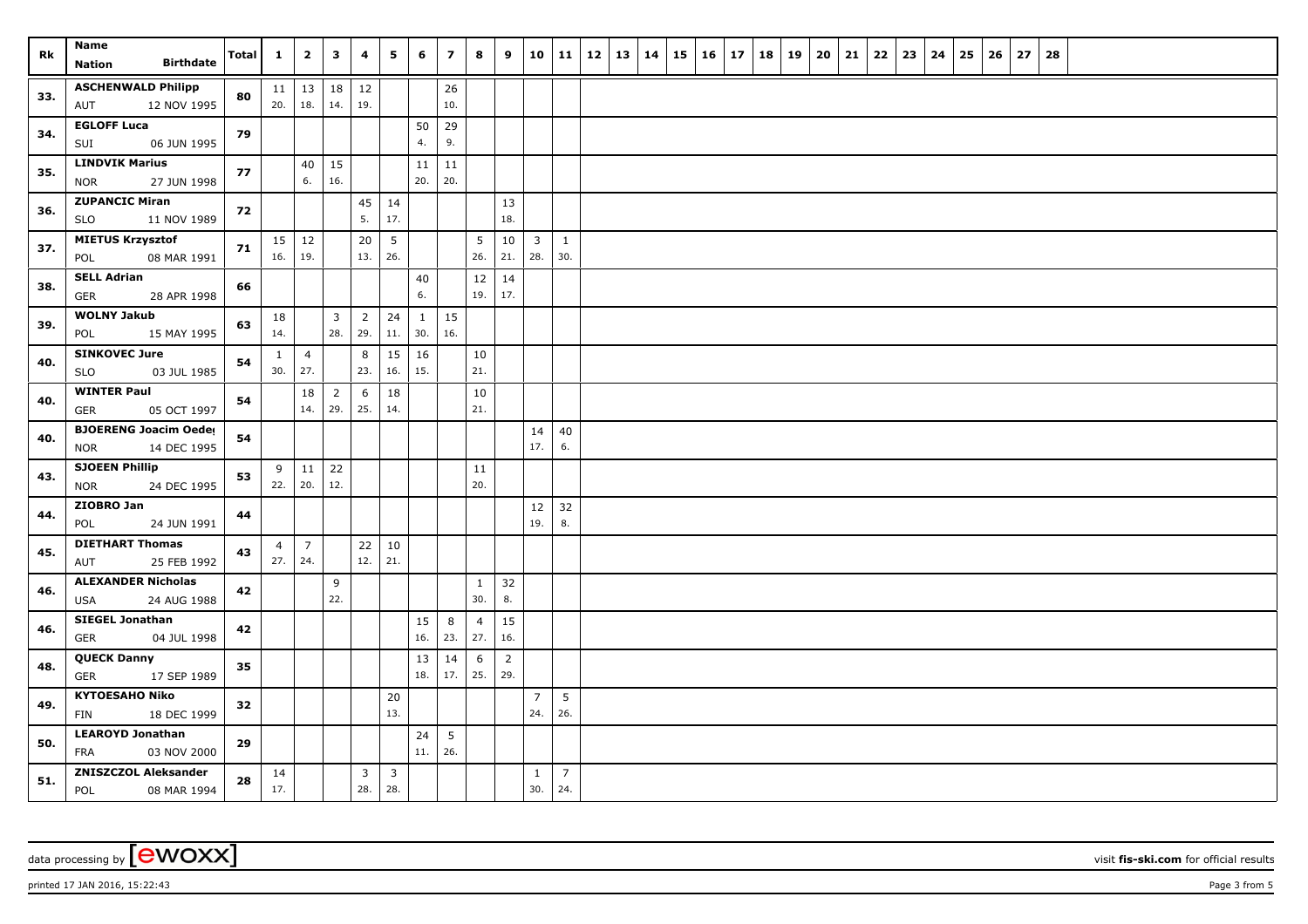| Rk | Name<br>Nation Birthdate | Total | 1 | 2 | 3 | 4 | 5 | 6 | 7 | 8 | 9 | 10 | 11 | 12 | 13 | 14 | 15 | 16 | 17 | 18 | 19 | 20 | 21 | 22 | 23 | 24 | 25 | 26 | 27 | 28 |
|---|---|---|---|---|---|---|---|---|---|---|---|---|---|---|---|---|---|---|---|---|---|---|---|---|---|---|---|---|---|---|
| 33. | ASCHENWALD Philipp | 80 | 11 | 13 | 18 | 12 | | | 26 | | | | | | | | | | | | | | | | | | | | | |
| | AUT 12 NOV 1995 | | 20. | 18. | 14. | 19. | | | 10. | | | | | | | | | | | | | | | | | | | | | |
| 34. | EGLOFF Luca | 79 | | | | | | 50 | 29 | | | | | | | | | | | | | | | | | | | | | |
| | SUI 06 JUN 1995 | | | | | | | 4. | 9. | | | | | | | | | | | | | | | | | | | | | |
| 35. | LINDVIK Marius | 77 | | 40 | 15 | | | 11 | 11 | | | | | | | | | | | | | | | | | | | | | |
| | NOR 27 JUN 1998 | | | 6. | 16. | | | 20. | 20. | | | | | | | | | | | | | | | | | | | | | |
| 36. | ZUPANCIC Miran | 72 | | | | 45 | 14 | | | | 13 | | | | | | | | | | | | | | | | | | | |
| | SLO 11 NOV 1989 | | | | | 5. | 17. | | | | 18. | | | | | | | | | | | | | | | | | | | |
| 37. | MIETUS Krzysztof | 71 | 15 | 12 | | 20 | 5 | | | 5 | 10 | 3 | 1 | | | | | | | | | | | | | | | | | |
| | POL 08 MAR 1991 | | 16. | 19. | | 13. | 26. | | | 26. | 21. | 28. | 30. | | | | | | | | | | | | | | | | | |
| 38. | SELL Adrian | 66 | | | | | | 40 | | 12 | 14 | | | | | | | | | | | | | | | | | | | |
| | GER 28 APR 1998 | | | | | | | 6. | | 19. | 17. | | | | | | | | | | | | | | | | | | | |
| 39. | WOLNY Jakub | 63 | 18 | | 3 | 2 | 24 | 1 | 15 | | | | | | | | | | | | | | | | | | | | | |
| | POL 15 MAY 1995 | | 14. | | 28. | 29. | 11. | 30. | 16. | | | | | | | | | | | | | | | | | | | | | |
| 40. | SINKOVEC Jure | 54 | 1 | 4 | | 8 | 15 | 16 | | 10 | | | | | | | | | | | | | | | | | | | | |
| | SLO 03 JUL 1985 | | 30. | 27. | | 23. | 16. | 15. | | 21. | | | | | | | | | | | | | | | | | | | | |
| 40. | WINTER Paul | 54 | | 18 | 2 | 6 | 18 | | | 10 | | | | | | | | | | | | | | | | | | | | |
| | GER 05 OCT 1997 | | | 14. | 29. | 25. | 14. | | | 21. | | | | | | | | | | | | | | | | | | | | |
| 40. | BJOERENG Joacim Oedeg | 54 | | | | | | | | | | 14 | 40 | | | | | | | | | | | | | | | | | |
| | NOR 14 DEC 1995 | | | | | | | | | | | 17. | 6. | | | | | | | | | | | | | | | | | |
| 43. | SJOEEN Phillip | 53 | 9 | 11 | 22 | | | | | 11 | | | | | | | | | | | | | | | | | | | | |
| | NOR 24 DEC 1995 | | 22. | 20. | 12. | | | | | 20. | | | | | | | | | | | | | | | | | | | | |
| 44. | ZIOBRO Jan | 44 | | | | | | | | | | 12 | 32 | | | | | | | | | | | | | | | | | |
| | POL 24 JUN 1991 | | | | | | | | | | | 19. | 8. | | | | | | | | | | | | | | | | | |
| 45. | DIETHART Thomas | 43 | 4 | 7 | | 22 | 10 | | | | | | | | | | | | | | | | | | | | | | | |
| | AUT 25 FEB 1992 | | 27. | 24. | | 12. | 21. | | | | | | | | | | | | | | | | | | | | | | | |
| 46. | ALEXANDER Nicholas | 42 | | | 9 | | | | | 1 | 32 | | | | | | | | | | | | | | | | | | | |
| | USA 24 AUG 1988 | | | | 22. | | | | | 30. | 8. | | | | | | | | | | | | | | | | | | | |
| 46. | SIEGEL Jonathan | 42 | | | | | | 15 | 8 | 4 | 15 | | | | | | | | | | | | | | | | | | | |
| | GER 04 JUL 1998 | | | | | | | 16. | 23. | 27. | 16. | | | | | | | | | | | | | | | | | | | |
| 48. | QUECK Danny | 35 | | | | | | 13 | 14 | 6 | 2 | | | | | | | | | | | | | | | | | | | |
| | GER 17 SEP 1989 | | | | | | | 18. | 17. | 25. | 29. | | | | | | | | | | | | | | | | | | | |
| 49. | KYTOESAHO Niko | 32 | | | | | 20 | | | | | 7 | 5 | | | | | | | | | | | | | | | | | |
| | FIN 18 DEC 1999 | | | | | | 13. | | | | | 24. | 26. | | | | | | | | | | | | | | | | | |
| 50. | LEAROYD Jonathan | 29 | | | | | | 24 | 5 | | | | | | | | | | | | | | | | | | | | | |
| | FRA 03 NOV 2000 | | | | | | | 11. | 26. | | | | | | | | | | | | | | | | | | | | | |
| 51. | ZNISZCZOL Aleksander | 28 | 14 | | | 3 | 3 | | | | | 1 | 7 | | | | | | | | | | | | | | | | | |
| | POL 08 MAR 1994 | | 17. | | | 28. | 28. | | | | | 30. | 24. | | | | | | | | | | | | | | | | | |

data processing by [ewoxx] visit fis-ski.com for official results

printed 17 JAN 2016, 15:22:43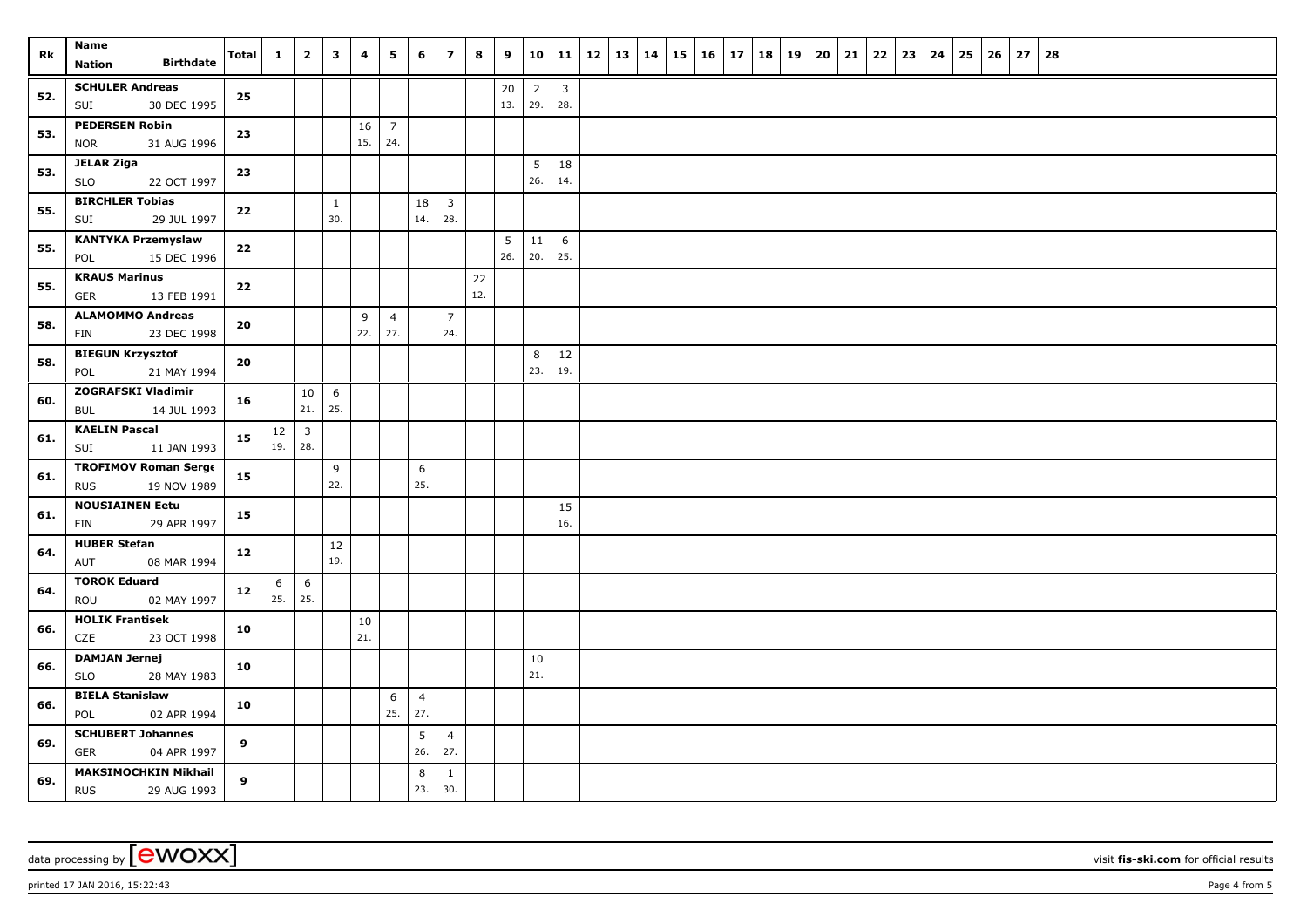| Rk | Name<br>Nation Birthdate | Total | 1 | 2 | 3 | 4 | 5 | 6 | 7 | 8 | 9 | 10 | 11 | 12 | 13 | 14 | 15 | 16 | 17 | 18 | 19 | 20 | 21 | 22 | 23 | 24 | 25 | 26 | 27 | 28 |
|---|---|---|---|---|---|---|---|---|---|---|---|---|---|---|---|---|---|---|---|---|---|---|---|---|---|---|---|---|---|---|
| 52. | SCHULER Andreas<br>SUI 30 DEC 1995 | 25 | | | | | | | | | 20<br>13. | 2<br>29. | 3<br>28. | | | | | | | | | | | | | | | | | |
| 53. | PEDERSEN Robin<br>NOR 31 AUG 1996 | 23 | | | | 16<br>15. | 7<br>24. | | | | | | | | | | | | | | | | | | | | | | | |
| 53. | JELAR Ziga<br>SLO 22 OCT 1997 | 23 | | | | | | | | | | 5<br>26. | 18<br>14. | | | | | | | | | | | | | | | | | |
| 55. | BIRCHLER Tobias<br>SUI 29 JUL 1997 | 22 | | | 1<br>30. | | | 18<br>14. | 3<br>28. | | | | | | | | | | | | | | | | | | | | | |
| 55. | KANTYKA Przemyslaw<br>POL 15 DEC 1996 | 22 | | | | | | | | | 5<br>26. | 11<br>20. | 6<br>25. | | | | | | | | | | | | | | | | | |
| 55. | KRAUS Marinus<br>GER 13 FEB 1991 | 22 | | | | | | | | 22<br>12. | | | | | | | | | | | | | | | | | | | | |
| 58. | ALAMOMMO Andreas<br>FIN 23 DEC 1998 | 20 | | | | 9<br>22. | 4<br>27. | | 7<br>24. | | | | | | | | | | | | | | | | | | | | | |
| 58. | BIEGUN Krzysztof<br>POL 21 MAY 1994 | 20 | | | | | | | | | | 8<br>23. | 12<br>19. | | | | | | | | | | | | | | | | | |
| 60. | ZOGRAFSKI Vladimir<br>BUL 14 JUL 1993 | 16 | | 10<br>21. | 6<br>25. | | | | | | | | | | | | | | | | | | | | | | | | | |
| 61. | KAELIN Pascal<br>SUI 11 JAN 1993 | 15 | 12<br>19. | 3<br>28. | | | | | | | | | | | | | | | | | | | | | | | | | | |
| 61. | TROFIMOV Roman Serge<br>RUS 19 NOV 1989 | 15 | | | 9<br>22. | | | 6<br>25. | | | | | | | | | | | | | | | | | | | | | | |
| 61. | NOUSIAINEN Eetu<br>FIN 29 APR 1997 | 15 | | | | | | | | | | | 15<br>16. | | | | | | | | | | | | | | | | | |
| 64. | HUBER Stefan<br>AUT 08 MAR 1994 | 12 | | | 12<br>19. | | | | | | | | | | | | | | | | | | | | | | | | | |
| 64. | TOROK Eduard<br>ROU 02 MAY 1997 | 12 | 6<br>25. | 6<br>25. | | | | | | | | | | | | | | | | | | | | | | | | | | |
| 66. | HOLIK Frantisek<br>CZE 23 OCT 1998 | 10 | | | | 10<br>21. | | | | | | | | | | | | | | | | | | | | | | | | |
| 66. | DAMJAN Jernej<br>SLO 28 MAY 1983 | 10 | | | | | | | | | | 10<br>21. | | | | | | | | | | | | | | | | | | |
| 66. | BIELA Stanislaw<br>POL 02 APR 1994 | 10 | | | | | 6<br>25. | 4<br>27. | | | | | | | | | | | | | | | | | | | | | | |
| 69. | SCHUBERT Johannes<br>GER 04 APR 1997 | 9 | | | | | | 5<br>26. | 4<br>27. | | | | | | | | | | | | | | | | | | | | | |
| 69. | MAKSIMOCHKIN Mikhail<br>RUS 29 AUG 1993 | 9 | | | | | | 8<br>23. | 1<br>30. | | | | | | | | | | | | | | | | | | | | | |

data processing by [ewoxx] visit fis-ski.com for official results

printed 17 JAN 2016, 15:22:43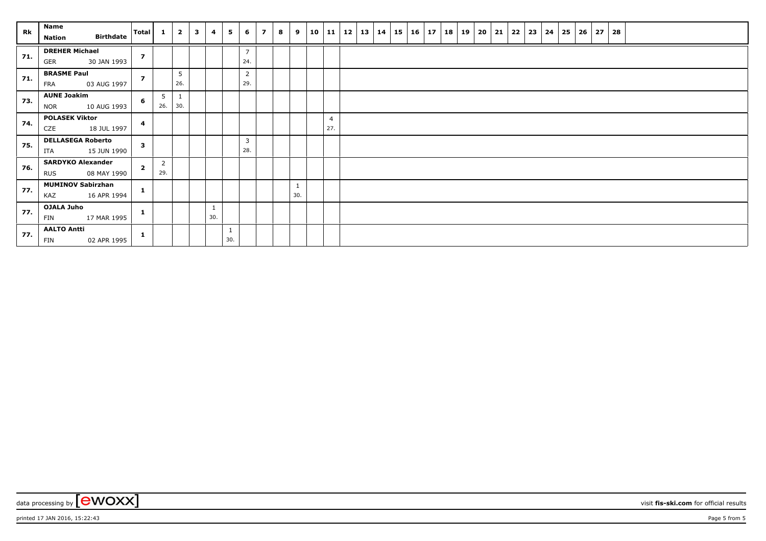| Rk | Name<br>Nation Birthdate | Total | 1 | 2 | 3 | 4 | 5 | 6 | 7 | 8 | 9 | 10 | 11 | 12 | 13 | 14 | 15 | 16 | 17 | 18 | 19 | 20 | 21 | 22 | 23 | 24 | 25 | 26 | 27 | 28 |
|---|---|---|---|---|---|---|---|---|---|---|---|---|---|---|---|---|---|---|---|---|---|---|---|---|---|---|---|---|---|---|
| 71. | **DREHER Michael**<br>GER 30 JAN 1993 | **7** | | | | | | 7<br>24. | | | | | | | | | | | | | | | | | | | | | | |
| 71. | **BRASME Paul**<br>FRA 03 AUG 1997 | **7** | | 5<br>26. | | | | 2<br>29. | | | | | | | | | | | | | | | | | | | | | | |
| 73. | **AUNE Joakim**<br>NOR 10 AUG 1993 | **6** | 5<br>26. | 1<br>30. | | | | | | | | | | | | | | | | | | | | | | | | | | |
| 74. | **POLASEK Viktor**<br>CZE 18 JUL 1997 | **4** | | | | | | | | | | | 4<br>27. | | | | | | | | | | | | | | | | | |
| 75. | **DELLASEGA Roberto**<br>ITA 15 JUN 1990 | **3** | | | | | | 3<br>28. | | | | | | | | | | | | | | | | | | | | | | |
| 76. | **SARDYKO Alexander**<br>RUS 08 MAY 1990 | **2** | 2<br>29. | | | | | | | | | | | | | | | | | | | | | | | | | | | |
| 77. | **MUMINOV Sabirzhan**<br>KAZ 16 APR 1994 | **1** | | | | | | | | | 1<br>30. | | | | | | | | | | | | | | | | | | | |
| 77. | **OJALA Juho**<br>FIN 17 MAR 1995 | **1** | | | | 1<br>30. | | | | | | | | | | | | | | | | | | | | | | | | |
| 77. | **AALTO Antti**<br>FIN 02 APR 1995 | **1** | | | | | 1<br>30. | | | | | | | | | | | | | | | | | | | | | | | |